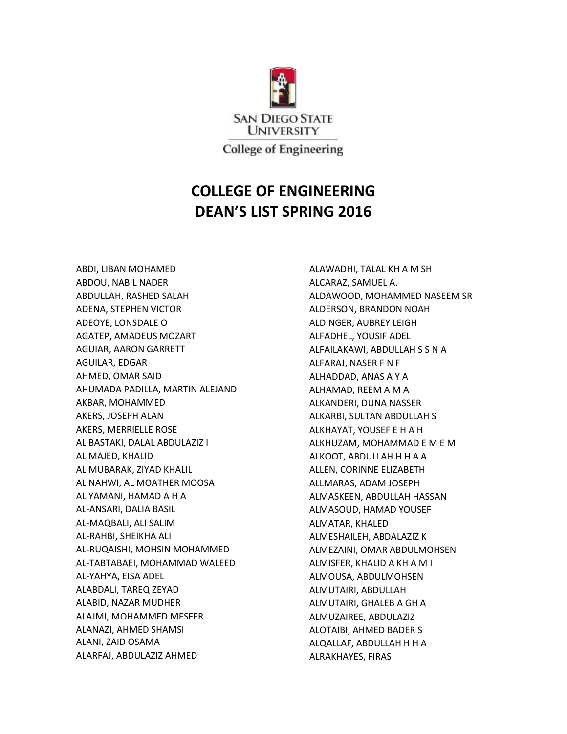San Diego State University

College of Engineering

# COLLEGE OF ENGINEERING
# DEAN'S LIST SPRING 2016

ABDI, LIBAN MOHAMED
ABDOU, NABIL NADER
ABDULLAH, RASHED SALAH
ADENA, STEPHEN VICTOR
ADEOYE, LONSDALE O
AGATEP, AMADEUS MOZART
AGUIAR, AARON GARRETT
AGUILAR, EDGAR
AHMED, OMAR SAID
AHUMADA PADILLA, MARTIN ALEJAND
AKBAR, MOHAMMED
AKERS, JOSEPH ALAN
AKERS, MERRIELLE ROSE
AL BASTAKI, DALAL ABDULAZIZ I
AL MAJED, KHALID
AL MUBARAK, ZIYAD KHALIL
AL NAHWI, AL MOATHER MOOSA
AL YAMANI, HAMAD A H A
AL-ANSARI, DALIA BASIL
AL-MAQBALI, ALI SALIM
AL-RAHBI, SHEIKHA ALI
AL-RUQAISHI, MOHSIN MOHAMMED
AL-TABTABAEI, MOHAMMAD WALEED
AL-YAHYA, EISA ADEL
ALABDALI, TAREQ ZEYAD
ALABID, NAZAR MUDHER
ALAJMI, MOHAMMED MESFER
ALANAZI, AHMED SHAMSI
ALANI, ZAID OSAMA
ALARFAJ, ABDULAZIZ AHMED
ALAWADHI, TALAL KH A M SH
ALCARAZ, SAMUEL A.
ALDAWOOD, MOHAMMED NASEEM SR
ALDERSON, BRANDON NOAH
ALDINGER, AUBREY LEIGH
ALFADHEL, YOUSIF ADEL
ALFAILAKAWI, ABDULLAH S S N A
ALFARAJ, NASER F N F
ALHADDAD, ANAS A Y A
ALHAMAD, REEM A M A
ALKANDERI, DUNA NASSER
ALKARBI, SULTAN ABDULLAH S
ALKHAYAT, YOUSEF E H A H
ALKHUZAM, MOHAMMAD E M E M
ALKOOT, ABDULLAH H H A A
ALLEN, CORINNE ELIZABETH
ALLMARAS, ADAM JOSEPH
ALMASKEEN, ABDULLAH HASSAN
ALMASOUD, HAMAD YOUSEF
ALMATAR, KHALED
ALMESHAILEH, ABDALAZIZ K
ALMEZAINI, OMAR ABDULMOHSEN
ALMISFER, KHALID A KH A M I
ALMOUSA, ABDULMOHSEN
ALMUTAIRI, ABDULLAH
ALMUTAIRI, GHALEB A GH A
ALMUZAIREE, ABDULAZIZ
ALOTAIBI, AHMED BADER S
ALQALLAF, ABDULLAH H H A
ALRAKHAYES, FIRAS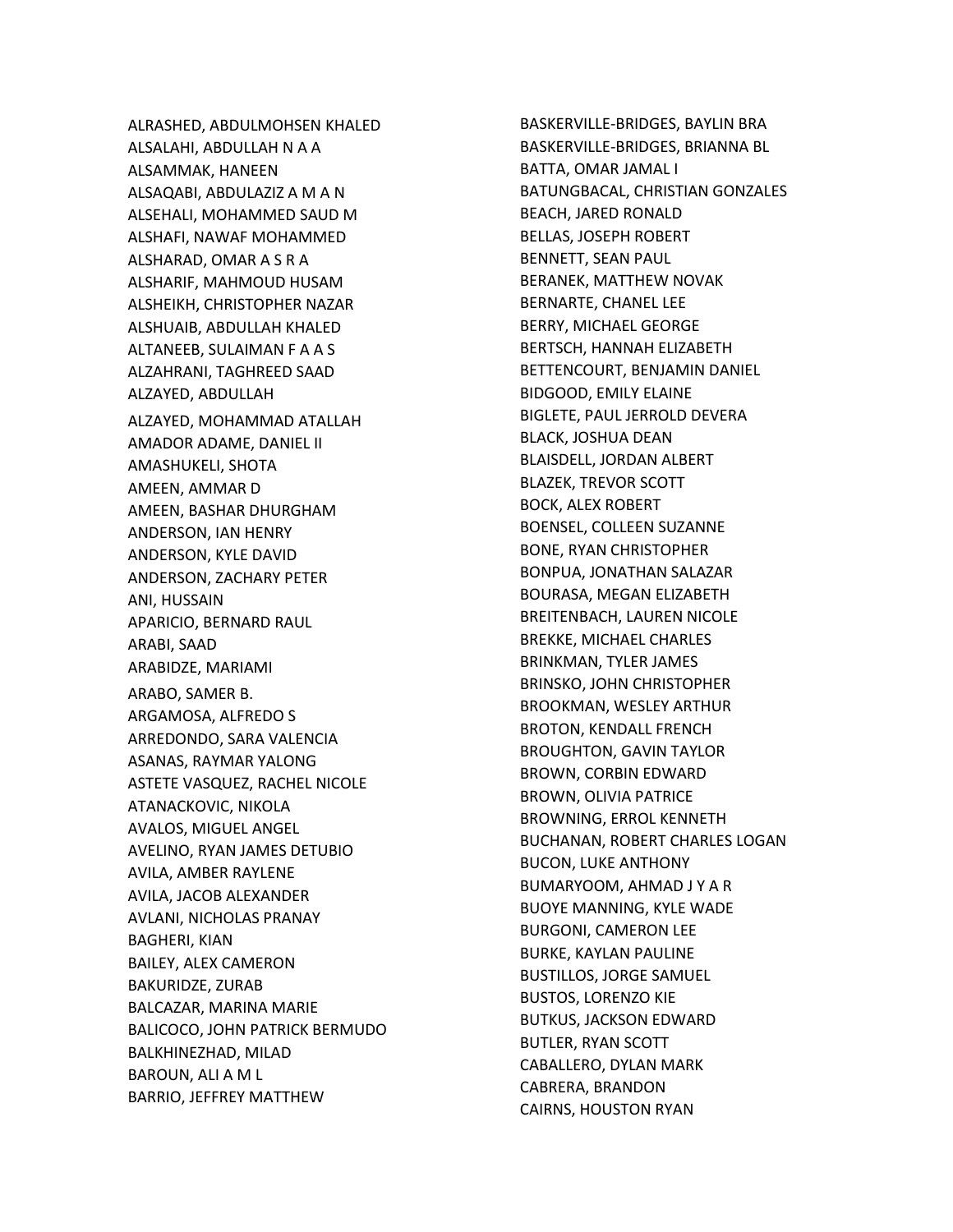ALRASHED, ABDULMOHSEN KHALED
ALSALAHI, ABDULLAH N A A
ALSAMMAK, HANEEN
ALSAQABI, ABDULAZIZ A M A N
ALSEHALI, MOHAMMED SAUD M
ALSHAFI, NAWAF MOHAMMED
ALSHARAD, OMAR A S R A
ALSHARIF, MAHMOUD HUSAM
ALSHEIKH, CHRISTOPHER NAZAR
ALSHUAIB, ABDULLAH KHALED
ALTANEEB, SULAIMAN F A A S
ALZAHRANI, TAGHREED SAAD
ALZAYED, ABDULLAH
ALZAYED, MOHAMMAD ATALLAH
AMADOR ADAME, DANIEL II
AMASHUKELI, SHOTA
AMEEN, AMMAR D
AMEEN, BASHAR DHURGHAM
ANDERSON, IAN HENRY
ANDERSON, KYLE DAVID
ANDERSON, ZACHARY PETER
ANI, HUSSAIN
APARICIO, BERNARD RAUL
ARABI, SAAD
ARABIDZE, MARIAMI
ARABO, SAMER B.
ARGAMOSA, ALFREDO S
ARREDONDO, SARA VALENCIA
ASANAS, RAYMAR YALONG
ASTETE VASQUEZ, RACHEL NICOLE
ATANACKOVIC, NIKOLA
AVALOS, MIGUEL ANGEL
AVELINO, RYAN JAMES DETUBIO
AVILA, AMBER RAYLENE
AVILA, JACOB ALEXANDER
AVLANI, NICHOLAS PRANAY
BAGHERI, KIAN
BAILEY, ALEX CAMERON
BAKURIDZE, ZURAB
BALCAZAR, MARINA MARIE
BALICOCO, JOHN PATRICK BERMUDO
BALKHINEZHAD, MILAD
BAROUN, ALI A M L
BARRIO, JEFFREY MATTHEW
BASKERVILLE-BRIDGES, BAYLIN BRA
BASKERVILLE-BRIDGES, BRIANNA BL
BATTA, OMAR JAMAL I
BATUNGBACAL, CHRISTIAN GONZALES
BEACH, JARED RONALD
BELLAS, JOSEPH ROBERT
BENNETT, SEAN PAUL
BERANEK, MATTHEW NOVAK
BERNARTE, CHANEL LEE
BERRY, MICHAEL GEORGE
BERTSCH, HANNAH ELIZABETH
BETTENCOURT, BENJAMIN DANIEL
BIDGOOD, EMILY ELAINE
BIGLETE, PAUL JERROLD DEVERA
BLACK, JOSHUA DEAN
BLAISDELL, JORDAN ALBERT
BLAZEK, TREVOR SCOTT
BOCK, ALEX ROBERT
BOENSEL, COLLEEN SUZANNE
BONE, RYAN CHRISTOPHER
BONPUA, JONATHAN SALAZAR
BOURASA, MEGAN ELIZABETH
BREITENBACH, LAUREN NICOLE
BREKKE, MICHAEL CHARLES
BRINKMAN, TYLER JAMES
BRINSKO, JOHN CHRISTOPHER
BROOKMAN, WESLEY ARTHUR
BROTON, KENDALL FRENCH
BROUGHTON, GAVIN TAYLOR
BROWN, CORBIN EDWARD
BROWN, OLIVIA PATRICE
BROWNING, ERROL KENNETH
BUCHANAN, ROBERT CHARLES LOGAN
BUCON, LUKE ANTHONY
BUMARYOOM, AHMAD J Y A R
BUOYE MANNING, KYLE WADE
BURGONI, CAMERON LEE
BURKE, KAYLAN PAULINE
BUSTILLOS, JORGE SAMUEL
BUSTOS, LORENZO KIE
BUTKUS, JACKSON EDWARD
BUTLER, RYAN SCOTT
CABALLERO, DYLAN MARK
CABRERA, BRANDON
CAIRNS, HOUSTON RYAN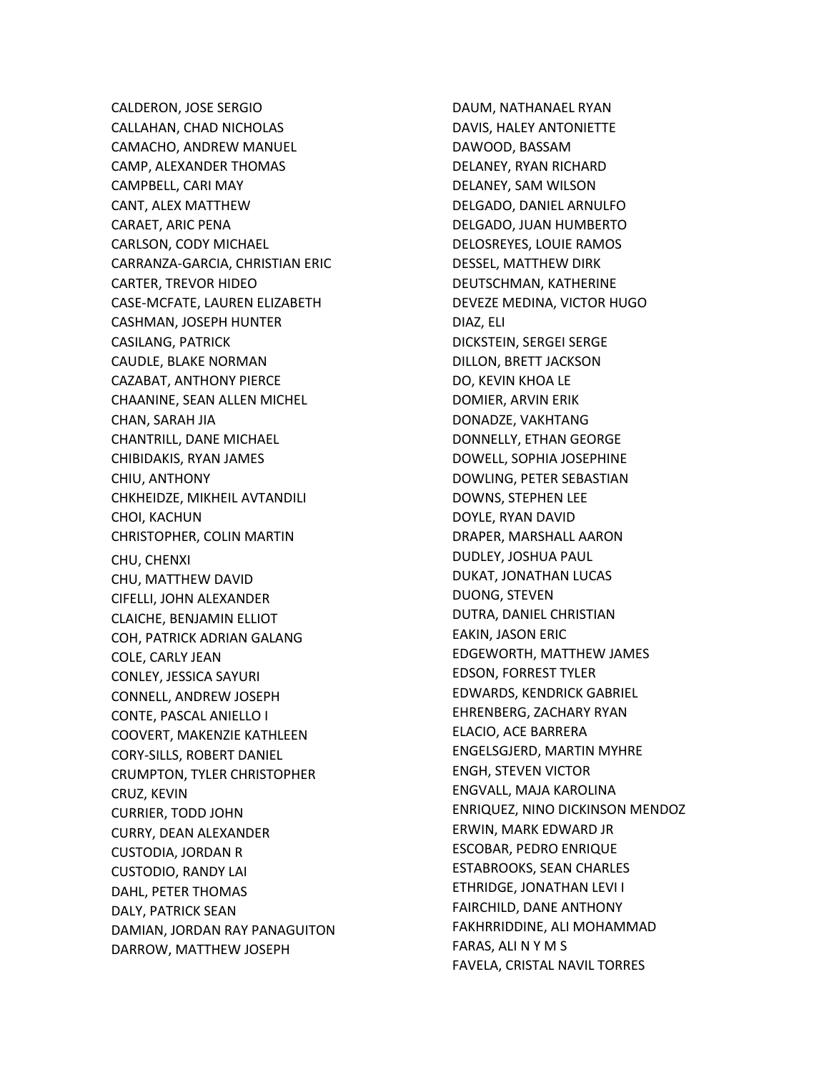CALDERON, JOSE SERGIO
CALLAHAN, CHAD NICHOLAS
CAMACHO, ANDREW MANUEL
CAMP, ALEXANDER THOMAS
CAMPBELL, CARI MAY
CANT, ALEX MATTHEW
CARAET, ARIC PENA
CARLSON, CODY MICHAEL
CARRANZA-GARCIA, CHRISTIAN ERIC
CARTER, TREVOR HIDEO
CASE-MCFATE, LAUREN ELIZABETH
CASHMAN, JOSEPH HUNTER
CASILANG, PATRICK
CAUDLE, BLAKE NORMAN
CAZABAT, ANTHONY PIERCE
CHAANINE, SEAN ALLEN MICHEL
CHAN, SARAH JIA
CHANTRILL, DANE MICHAEL
CHIBIDAKIS, RYAN JAMES
CHIU, ANTHONY
CHKHEIDZE, MIKHEIL AVTANDILI
CHOI, KACHUN
CHRISTOPHER, COLIN MARTIN
CHU, CHENXI
CHU, MATTHEW DAVID
CIFELLI, JOHN ALEXANDER
CLAICHE, BENJAMIN ELLIOT
COH, PATRICK ADRIAN GALANG
COLE, CARLY JEAN
CONLEY, JESSICA SAYURI
CONNELL, ANDREW JOSEPH
CONTE, PASCAL ANIELLO I
COOVERT, MAKENZIE KATHLEEN
CORY-SILLS, ROBERT DANIEL
CRUMPTON, TYLER CHRISTOPHER
CRUZ, KEVIN
CURRIER, TODD JOHN
CURRY, DEAN ALEXANDER
CUSTODIA, JORDAN R
CUSTODIO, RANDY LAI
DAHL, PETER THOMAS
DALY, PATRICK SEAN
DAMIAN, JORDAN RAY PANAGUITON
DARROW, MATTHEW JOSEPH
DAUM, NATHANAEL RYAN
DAVIS, HALEY ANTONIETTE
DAWOOD, BASSAM
DELANEY, RYAN RICHARD
DELANEY, SAM WILSON
DELGADO, DANIEL ARNULFO
DELGADO, JUAN HUMBERTO
DELOSREYES, LOUIE RAMOS
DESSEL, MATTHEW DIRK
DEUTSCHMAN, KATHERINE
DEVEZE MEDINA, VICTOR HUGO
DIAZ, ELI
DICKSTEIN, SERGEI SERGE
DILLON, BRETT JACKSON
DO, KEVIN KHOA LE
DOMIER, ARVIN ERIK
DONADZE, VAKHTANG
DONNELLY, ETHAN GEORGE
DOWELL, SOPHIA JOSEPHINE
DOWLING, PETER SEBASTIAN
DOWNS, STEPHEN LEE
DOYLE, RYAN DAVID
DRAPER, MARSHALL AARON
DUDLEY, JOSHUA PAUL
DUKAT, JONATHAN LUCAS
DUONG, STEVEN
DUTRA, DANIEL CHRISTIAN
EAKIN, JASON ERIC
EDGEWORTH, MATTHEW JAMES
EDSON, FORREST TYLER
EDWARDS, KENDRICK GABRIEL
EHRENBERG, ZACHARY RYAN
ELACIO, ACE BARRERA
ENGELSGJERD, MARTIN MYHRE
ENGH, STEVEN VICTOR
ENGVALL, MAJA KAROLINA
ENRIQUEZ, NINO DICKINSON MENDOZ
ERWIN, MARK EDWARD JR
ESCOBAR, PEDRO ENRIQUE
ESTABROOKS, SEAN CHARLES
ETHRIDGE, JONATHAN LEVI I
FAIRCHILD, DANE ANTHONY
FAKHRRIDDINE, ALI MOHAMMAD
FARAS, ALI N Y M S
FAVELA, CRISTAL NAVIL TORRES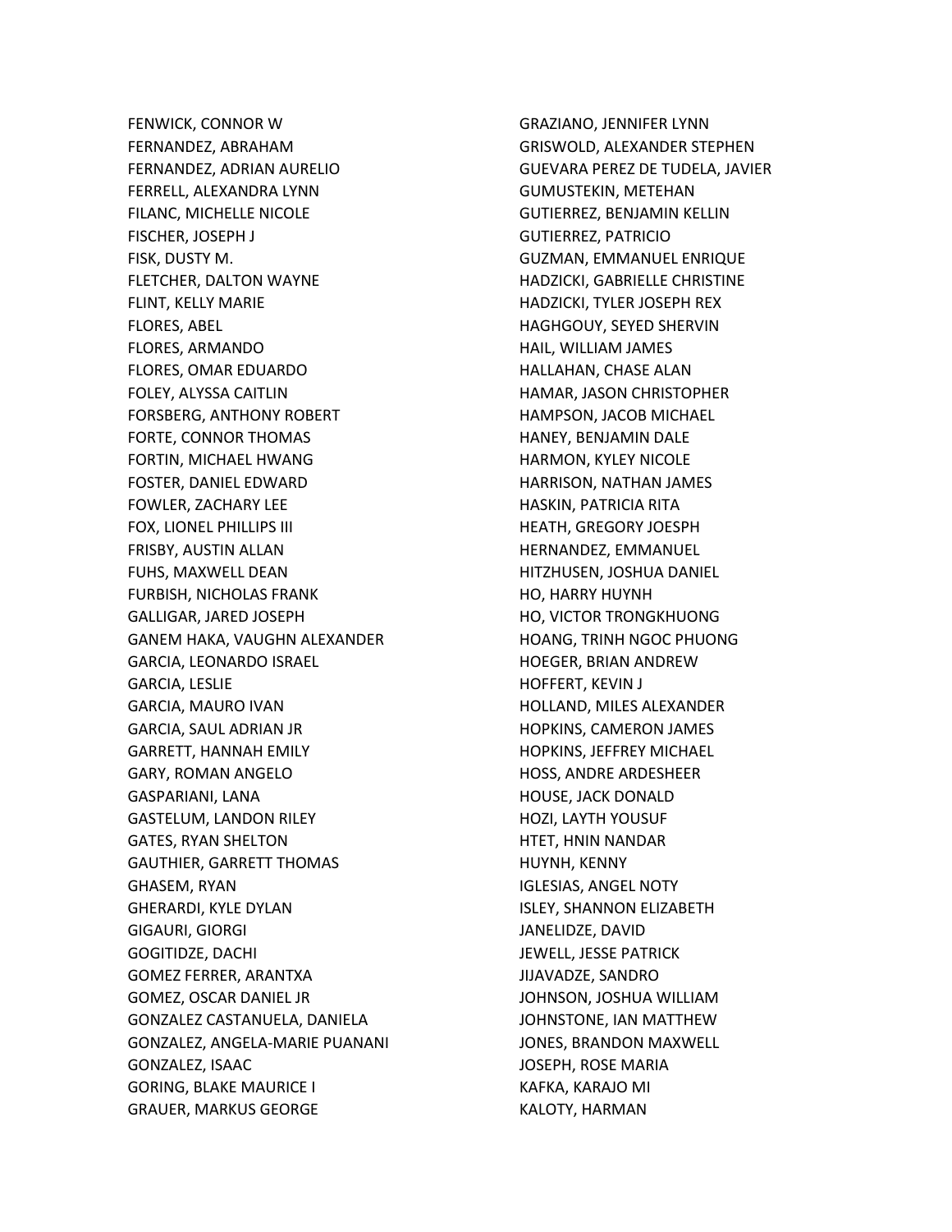FENWICK, CONNOR W
FERNANDEZ, ABRAHAM
FERNANDEZ, ADRIAN AURELIO
FERRELL, ALEXANDRA LYNN
FILANC, MICHELLE NICOLE
FISCHER, JOSEPH J
FISK, DUSTY M.
FLETCHER, DALTON WAYNE
FLINT, KELLY MARIE
FLORES, ABEL
FLORES, ARMANDO
FLORES, OMAR EDUARDO
FOLEY, ALYSSA CAITLIN
FORSBERG, ANTHONY ROBERT
FORTE, CONNOR THOMAS
FORTIN, MICHAEL HWANG
FOSTER, DANIEL EDWARD
FOWLER, ZACHARY LEE
FOX, LIONEL PHILLIPS III
FRISBY, AUSTIN ALLAN
FUHS, MAXWELL DEAN
FURBISH, NICHOLAS FRANK
GALLIGAR, JARED JOSEPH
GANEM HAKA, VAUGHN ALEXANDER
GARCIA, LEONARDO ISRAEL
GARCIA, LESLIE
GARCIA, MAURO IVAN
GARCIA, SAUL ADRIAN JR
GARRETT, HANNAH EMILY
GARY, ROMAN ANGELO
GASPARIANI, LANA
GASTELUM, LANDON RILEY
GATES, RYAN SHELTON
GAUTHIER, GARRETT THOMAS
GHASEM, RYAN
GHERARDI, KYLE DYLAN
GIGAURI, GIORGI
GOGITIDZE, DACHI
GOMEZ FERRER, ARANTXA
GOMEZ, OSCAR DANIEL JR
GONZALEZ CASTANUELA, DANIELA
GONZALEZ, ANGELA-MARIE PUANANI
GONZALEZ, ISAAC
GORING, BLAKE MAURICE I
GRAUER, MARKUS GEORGE
GRAZIANO, JENNIFER LYNN
GRISWOLD, ALEXANDER STEPHEN
GUEVARA PEREZ DE TUDELA, JAVIER
GUMUSTEKIN, METEHAN
GUTIERREZ, BENJAMIN KELLIN
GUTIERREZ, PATRICIO
GUZMAN, EMMANUEL ENRIQUE
HADZICKI, GABRIELLE CHRISTINE
HADZICKI, TYLER JOSEPH REX
HAGHGOUY, SEYED SHERVIN
HAIL, WILLIAM JAMES
HALLAHAN, CHASE ALAN
HAMAR, JASON CHRISTOPHER
HAMPSON, JACOB MICHAEL
HANEY, BENJAMIN DALE
HARMON, KYLEY NICOLE
HARRISON, NATHAN JAMES
HASKIN, PATRICIA RITA
HEATH, GREGORY JOESPH
HERNANDEZ, EMMANUEL
HITZHUSEN, JOSHUA DANIEL
HO, HARRY HUYNH
HO, VICTOR TRONGKHUONG
HOANG, TRINH NGOC PHUONG
HOEGER, BRIAN ANDREW
HOFFERT, KEVIN J
HOLLAND, MILES ALEXANDER
HOPKINS, CAMERON JAMES
HOPKINS, JEFFREY MICHAEL
HOSS, ANDRE ARDESHEER
HOUSE, JACK DONALD
HOZI, LAYTH YOUSUF
HTET, HNIN NANDAR
HUYNH, KENNY
IGLESIAS, ANGEL NOTY
ISLEY, SHANNON ELIZABETH
JANELIDZE, DAVID
JEWELL, JESSE PATRICK
JIJAVADZE, SANDRO
JOHNSON, JOSHUA WILLIAM
JOHNSTONE, IAN MATTHEW
JONES, BRANDON MAXWELL
JOSEPH, ROSE MARIA
KAFKA, KARAJO MI
KALOTY, HARMAN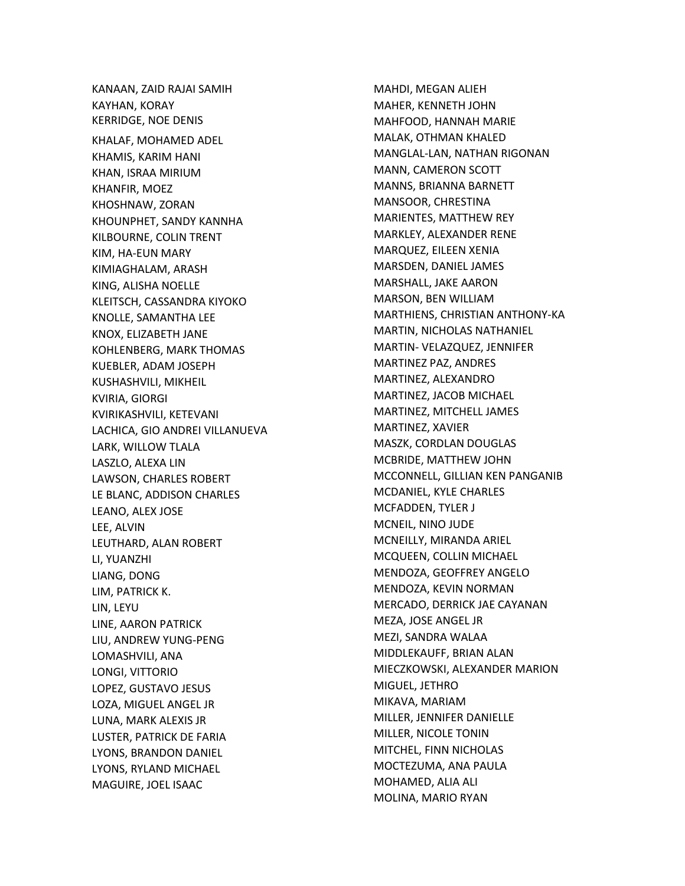KANAAN, ZAID RAJAI SAMIH
KAYHAN, KORAY
KERRIDGE, NOE DENIS
KHALAF, MOHAMED ADEL
KHAMIS, KARIM HANI
KHAN, ISRAA MIRIUM
KHANFIR, MOEZ
KHOSHNAW, ZORAN
KHOUNPHET, SANDY KANNHA
KILBOURNE, COLIN TRENT
KIM, HA-EUN MARY
KIMIAGHALAM, ARASH
KING, ALISHA NOELLE
KLEITSCH, CASSANDRA KIYOKO
KNOLLE, SAMANTHA LEE
KNOX, ELIZABETH JANE
KOHLENBERG, MARK THOMAS
KUEBLER, ADAM JOSEPH
KUSHASHVILI, MIKHEIL
KVIRIA, GIORGI
KVIRIKASHVILI, KETEVANI
LACHICA, GIO ANDREI VILLANUEVA
LARK, WILLOW TLALA
LASZLO, ALEXA LIN
LAWSON, CHARLES ROBERT
LE BLANC, ADDISON CHARLES
LEANO, ALEX JOSE
LEE, ALVIN
LEUTHARD, ALAN ROBERT
LI, YUANZHI
LIANG, DONG
LIM, PATRICK K.
LIN, LEYU
LINE, AARON PATRICK
LIU, ANDREW YUNG-PENG
LOMASHVILI, ANA
LONGI, VITTORIO
LOPEZ, GUSTAVO JESUS
LOZA, MIGUEL ANGEL JR
LUNA, MARK ALEXIS JR
LUSTER, PATRICK DE FARIA
LYONS, BRANDON DANIEL
LYONS, RYLAND MICHAEL
MAGUIRE, JOEL ISAAC
MAHDI, MEGAN ALIEH
MAHER, KENNETH JOHN
MAHFOOD, HANNAH MARIE
MALAK, OTHMAN KHALED
MANGLAL-LAN, NATHAN RIGONAN
MANN, CAMERON SCOTT
MANNS, BRIANNA BARNETT
MANSOOR, CHRESTINA
MARIENTES, MATTHEW REY
MARKLEY, ALEXANDER RENE
MARQUEZ, EILEEN XENIA
MARSDEN, DANIEL JAMES
MARSHALL, JAKE AARON
MARSON, BEN WILLIAM
MARTHIENS, CHRISTIAN ANTHONY-KA
MARTIN, NICHOLAS NATHANIEL
MARTIN- VELAZQUEZ, JENNIFER
MARTINEZ PAZ, ANDRES
MARTINEZ, ALEXANDRO
MARTINEZ, JACOB MICHAEL
MARTINEZ, MITCHELL JAMES
MARTINEZ, XAVIER
MASZK, CORDLAN DOUGLAS
MCBRIDE, MATTHEW JOHN
MCCONNELL, GILLIAN KEN PANGANIB
MCDANIEL, KYLE CHARLES
MCFADDEN, TYLER J
MCNEIL, NINO JUDE
MCNEILLY, MIRANDA ARIEL
MCQUEEN, COLLIN MICHAEL
MENDOZA, GEOFFREY ANGELO
MENDOZA, KEVIN NORMAN
MERCADO, DERRICK JAE CAYANAN
MEZA, JOSE ANGEL JR
MEZI, SANDRA WALAA
MIDDLEKAUFF, BRIAN ALAN
MIECZKOWSKI, ALEXANDER MARION
MIGUEL, JETHRO
MIKAVA, MARIAM
MILLER, JENNIFER DANIELLE
MILLER, NICOLE TONIN
MITCHEL, FINN NICHOLAS
MOCTEZUMA, ANA PAULA
MOHAMED, ALIA ALI
MOLINA, MARIO RYAN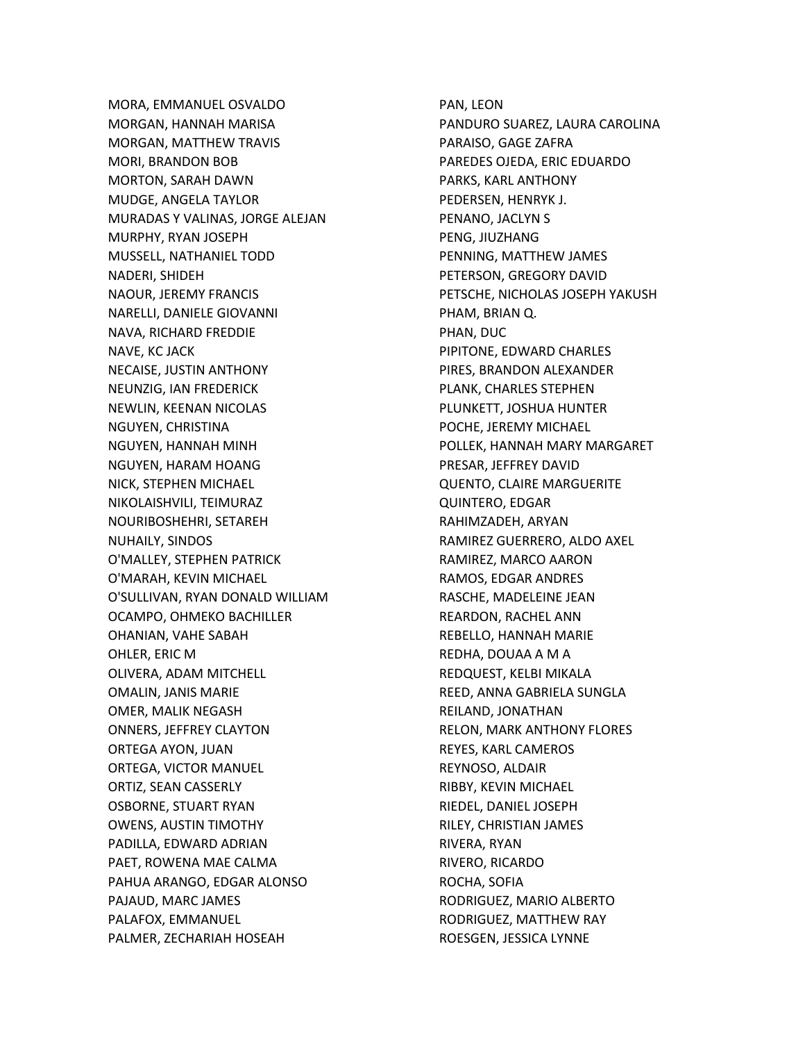MORA, EMMANUEL OSVALDO
MORGAN, HANNAH MARISA
MORGAN, MATTHEW TRAVIS
MORI, BRANDON BOB
MORTON, SARAH DAWN
MUDGE, ANGELA TAYLOR
MURADAS Y VALINAS, JORGE ALEJAN
MURPHY, RYAN JOSEPH
MUSSELL, NATHANIEL TODD
NADERI, SHIDEH
NAOUR, JEREMY FRANCIS
NARELLI, DANIELE GIOVANNI
NAVA, RICHARD FREDDIE
NAVE, KC JACK
NECAISE, JUSTIN ANTHONY
NEUNZIG, IAN FREDERICK
NEWLIN, KEENAN NICOLAS
NGUYEN, CHRISTINA
NGUYEN, HANNAH MINH
NGUYEN, HARAM HOANG
NICK, STEPHEN MICHAEL
NIKOLAISHVILI, TEIMURAZ
NOURIBOSHEHRI, SETAREH
NUHAILY, SINDOS
O'MALLEY, STEPHEN PATRICK
O'MARAH, KEVIN MICHAEL
O'SULLIVAN, RYAN DONALD WILLIAM
OCAMPO, OHMEKO BACHILLER
OHANIAN, VAHE SABAH
OHLER, ERIC M
OLIVERA, ADAM MITCHELL
OMALIN, JANIS MARIE
OMER, MALIK NEGASH
ONNERS, JEFFREY CLAYTON
ORTEGA AYON, JUAN
ORTEGA, VICTOR MANUEL
ORTIZ, SEAN CASSERLY
OSBORNE, STUART RYAN
OWENS, AUSTIN TIMOTHY
PADILLA, EDWARD ADRIAN
PAET, ROWENA MAE CALMA
PAHUA ARANGO, EDGAR ALONSO
PAJAUD, MARC JAMES
PALAFOX, EMMANUEL
PALMER, ZECHARIAH HOSEAH
PAN, LEON
PANDURO SUAREZ, LAURA CAROLINA
PARAISO, GAGE ZAFRA
PAREDES OJEDA, ERIC EDUARDO
PARKS, KARL ANTHONY
PEDERSEN, HENRYK J.
PENANO, JACLYN S
PENG, JIUZHANG
PENNING, MATTHEW JAMES
PETERSON, GREGORY DAVID
PETSCHE, NICHOLAS JOSEPH YAKUSH
PHAM, BRIAN Q.
PHAN, DUC
PIPITONE, EDWARD CHARLES
PIRES, BRANDON ALEXANDER
PLANK, CHARLES STEPHEN
PLUNKETT, JOSHUA HUNTER
POCHE, JEREMY MICHAEL
POLLEK, HANNAH MARY MARGARET
PRESAR, JEFFREY DAVID
QUENTO, CLAIRE MARGUERITE
QUINTERO, EDGAR
RAHIMZADEH, ARYAN
RAMIREZ GUERRERO, ALDO AXEL
RAMIREZ, MARCO AARON
RAMOS, EDGAR ANDRES
RASCHE, MADELEINE JEAN
REARDON, RACHEL ANN
REBELLO, HANNAH MARIE
REDHA, DOUAA A M A
REDQUEST, KELBI MIKALA
REED, ANNA GABRIELA SUNGLA
REILAND, JONATHAN
RELON, MARK ANTHONY FLORES
REYES, KARL CAMEROS
REYNOSO, ALDAIR
RIBBY, KEVIN MICHAEL
RIEDEL, DANIEL JOSEPH
RILEY, CHRISTIAN JAMES
RIVERA, RYAN
RIVERO, RICARDO
ROCHA, SOFIA
RODRIGUEZ, MARIO ALBERTO
RODRIGUEZ, MATTHEW RAY
ROESGEN, JESSICA LYNNE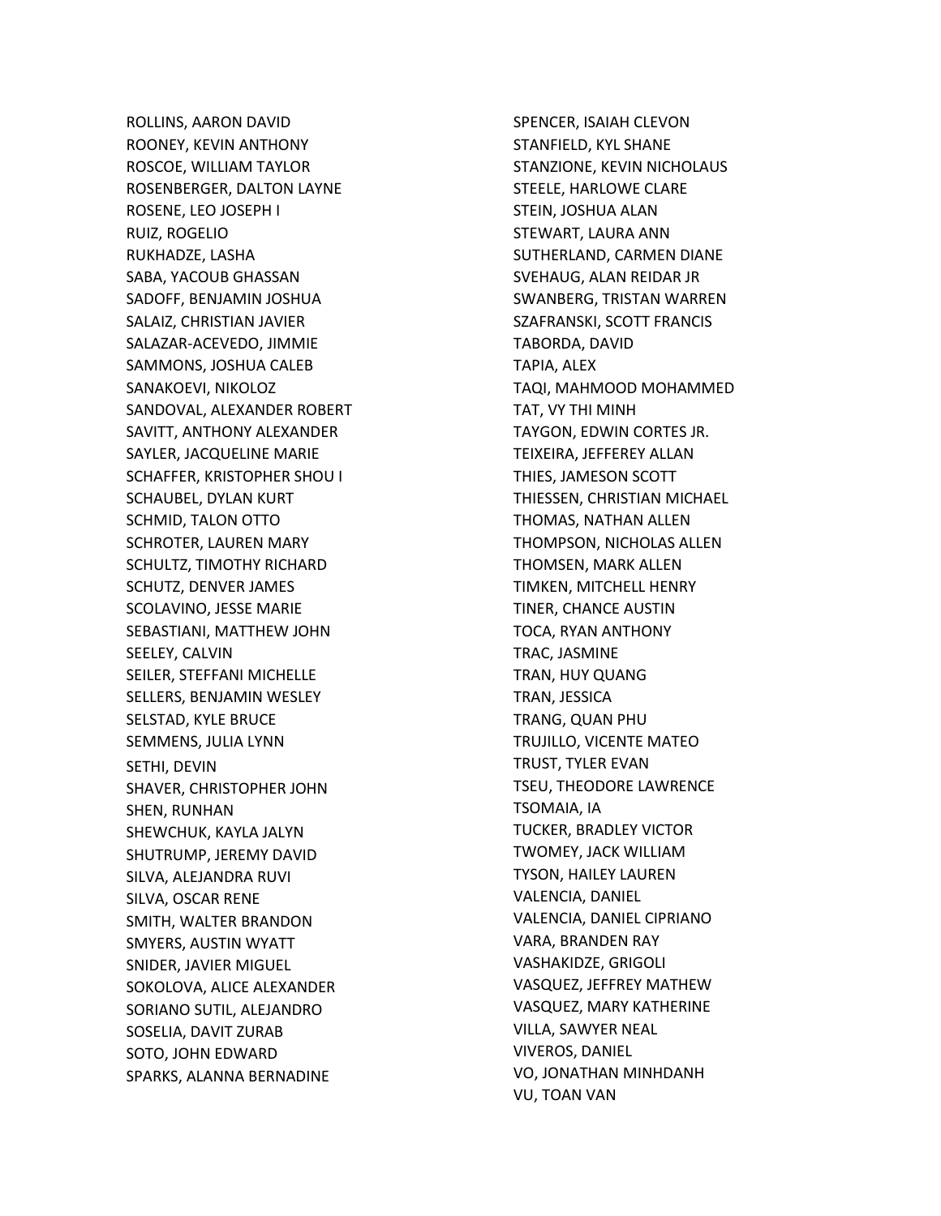ROLLINS, AARON DAVID
ROONEY, KEVIN ANTHONY
ROSCOE, WILLIAM TAYLOR
ROSENBERGER, DALTON LAYNE
ROSENE, LEO JOSEPH I
RUIZ, ROGELIO
RUKHADZE, LASHA
SABA, YACOUB GHASSAN
SADOFF, BENJAMIN JOSHUA
SALAIZ, CHRISTIAN JAVIER
SALAZAR-ACEVEDO, JIMMIE
SAMMONS, JOSHUA CALEB
SANAKOEVI, NIKOLOZ
SANDOVAL, ALEXANDER ROBERT
SAVITT, ANTHONY ALEXANDER
SAYLER, JACQUELINE MARIE
SCHAFFER, KRISTOPHER SHOU I
SCHAUBEL, DYLAN KURT
SCHMID, TALON OTTO
SCHROTER, LAUREN MARY
SCHULTZ, TIMOTHY RICHARD
SCHUTZ, DENVER JAMES
SCOLAVINO, JESSE MARIE
SEBASTIANI, MATTHEW JOHN
SEELEY, CALVIN
SEILER, STEFFANI MICHELLE
SELLERS, BENJAMIN WESLEY
SELSTAD, KYLE BRUCE
SEMMENS, JULIA LYNN
SETHI, DEVIN
SHAVER, CHRISTOPHER JOHN
SHEN, RUNHAN
SHEWCHUK, KAYLA JALYN
SHUTRUMP, JEREMY DAVID
SILVA, ALEJANDRA RUVI
SILVA, OSCAR RENE
SMITH, WALTER BRANDON
SMYERS, AUSTIN WYATT
SNIDER, JAVIER MIGUEL
SOKOLOVA, ALICE ALEXANDER
SORIANO SUTIL, ALEJANDRO
SOSELIA, DAVIT ZURAB
SOTO, JOHN EDWARD
SPARKS, ALANNA BERNADINE
SPENCER, ISAIAH CLEVON
STANFIELD, KYL SHANE
STANZIONE, KEVIN NICHOLAUS
STEELE, HARLOWE CLARE
STEIN, JOSHUA ALAN
STEWART, LAURA ANN
SUTHERLAND, CARMEN DIANE
SVEHAUG, ALAN REIDAR JR
SWANBERG, TRISTAN WARREN
SZAFRANSKI, SCOTT FRANCIS
TABORDA, DAVID
TAPIA, ALEX
TAQI, MAHMOOD MOHAMMED
TAT, VY THI MINH
TAYGON, EDWIN CORTES JR.
TEIXEIRA, JEFFEREY ALLAN
THIES, JAMESON SCOTT
THIESSEN, CHRISTIAN MICHAEL
THOMAS, NATHAN ALLEN
THOMPSON, NICHOLAS ALLEN
THOMSEN, MARK ALLEN
TIMKEN, MITCHELL HENRY
TINER, CHANCE AUSTIN
TOCA, RYAN ANTHONY
TRAC, JASMINE
TRAN, HUY QUANG
TRAN, JESSICA
TRANG, QUAN PHU
TRUJILLO, VICENTE MATEO
TRUST, TYLER EVAN
TSEU, THEODORE LAWRENCE
TSOMAIA, IA
TUCKER, BRADLEY VICTOR
TWOMEY, JACK WILLIAM
TYSON, HAILEY LAUREN
VALENCIA, DANIEL
VALENCIA, DANIEL CIPRIANO
VARA, BRANDEN RAY
VASHAKIDZE, GRIGOLI
VASQUEZ, JEFFREY MATHEW
VASQUEZ, MARY KATHERINE
VILLA, SAWYER NEAL
VIVEROS, DANIEL
VO, JONATHAN MINHDANH
VU, TOAN VAN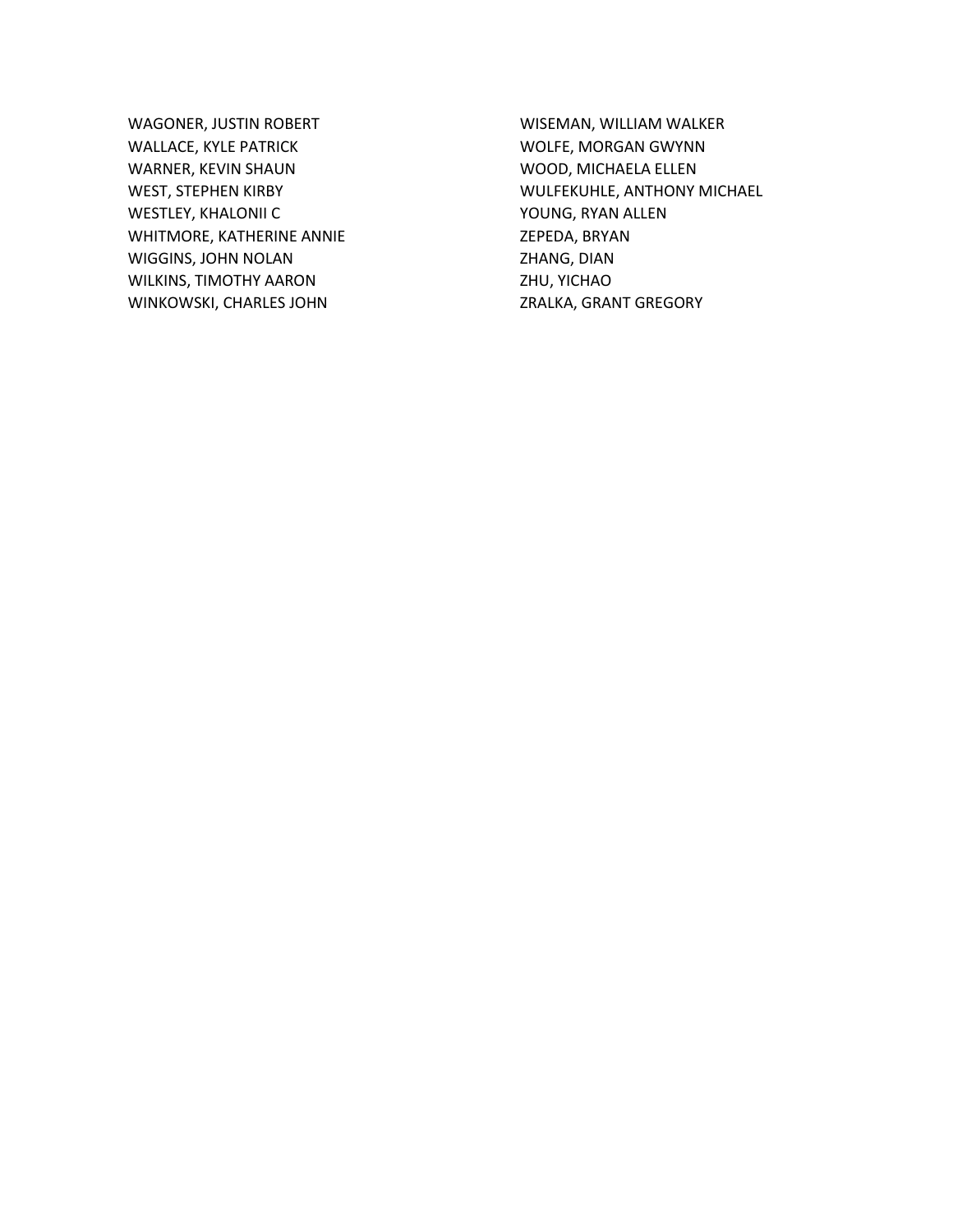WAGONER, JUSTIN ROBERT
WALLACE, KYLE PATRICK
WARNER, KEVIN SHAUN
WEST, STEPHEN KIRBY
WESTLEY, KHALONII C
WHITMORE, KATHERINE ANNIE
WIGGINS, JOHN NOLAN
WILKINS, TIMOTHY AARON
WINKOWSKI, CHARLES JOHN
WISEMAN, WILLIAM WALKER
WOLFE, MORGAN GWYNN
WOOD, MICHAELA ELLEN
WULFEKUHLE, ANTHONY MICHAEL
YOUNG, RYAN ALLEN
ZEPEDA, BRYAN
ZHANG, DIAN
ZHU, YICHAO
ZRALKA, GRANT GREGORY